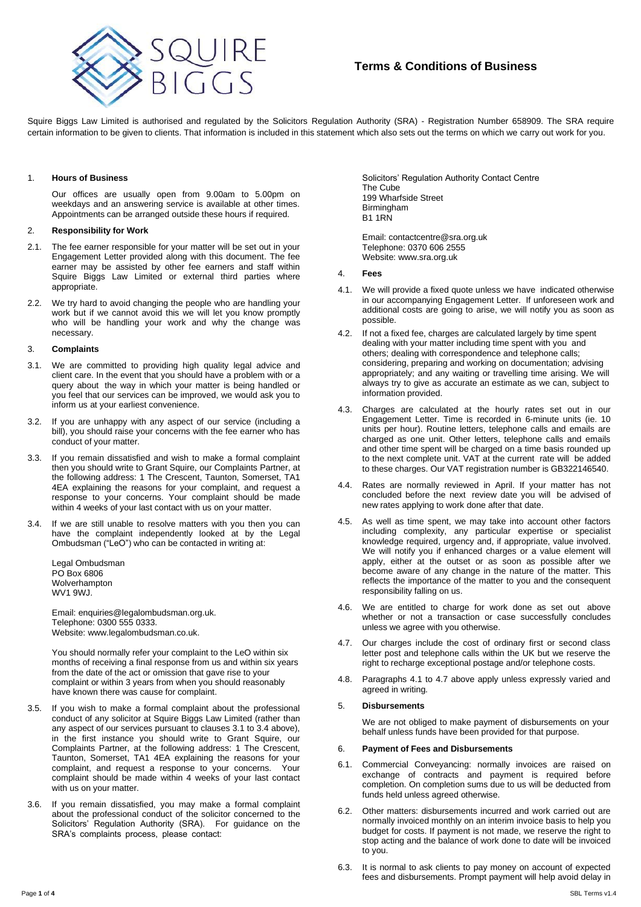# Terms & Conditions of Business

Squire Biggs Law Limited is authorised and regulated by the Solicitors Regulation Authority (SRA) - Registration Number 658909. The SRA require certain information to be given to clients. That information is included in this statement which also sets out the terms on which we carry out work for you.

1. **Hours of Business**

Our offices are usually open from 9.00am to 5.00pm on weekdays and an answering service is available at other times. Appointments can be arranged outside these hours if required.

2. **Responsibility for Work**

2.1. The fee earner responsible for your matter will be set out in your Engagement Letter provided along with this document. The fee earner may be assisted by other fee earners and staff within Squire Biggs Law Limited or external third parties where appropriate.

2.2. We try hard to avoid changing the people who are handling your work but if we cannot avoid this we will let you know promptly who will be handling your work and why the change was necessary.

3. **Complaints**

3.1. We are committed to providing high quality legal advice and client care. In the event that you should have a problem with or a query about the way in which your matter is being handled or you feel that our services can be improved, we would ask you to inform us at your earliest convenience.

3.2. If you are unhappy with any aspect of our service (including a bill), you should raise your concerns with the fee earner who has conduct of your matter.

3.3. If you remain dissatisfied and wish to make a formal complaint then you should write to Grant Squire, our Complaints Partner, at the following address: 1 The Crescent, Taunton, Somerset, TA1 4EA explaining the reasons for your complaint, and request a response to your concerns. Your complaint should be made within 4 weeks of your last contact with us on your matter.

3.4. If we are still unable to resolve matters with you then you can have the complaint independently looked at by the Legal Ombudsman ("LeO") who can be contacted in writing at:

Legal Ombudsman
PO Box 6806
Wolverhampton
WV1 9WJ.

Email: enquiries@legalombudsman.org.uk.
Telephone: 0300 555 0333.
Website: www.legalombudsman.co.uk.

You should normally refer your complaint to the LeO within six months of receiving a final response from us and within six years from the date of the act or omission that gave rise to your complaint or within 3 years from when you should reasonably have known there was cause for complaint.

3.5. If you wish to make a formal complaint about the professional conduct of any solicitor at Squire Biggs Law Limited (rather than any aspect of our services pursuant to clauses 3.1 to 3.4 above), in the first instance you should write to Grant Squire, our Complaints Partner, at the following address: 1 The Crescent, Taunton, Somerset, TA1 4EA explaining the reasons for your complaint, and request a response to your concerns. Your complaint should be made within 4 weeks of your last contact with us on your matter.

3.6. If you remain dissatisfied, you may make a formal complaint about the professional conduct of the solicitor concerned to the Solicitors' Regulation Authority (SRA). For guidance on the SRA's complaints process, please contact:

Solicitors' Regulation Authority Contact Centre
The Cube
199 Wharfside Street
Birmingham
B1 1RN

Email: contactcentre@sra.org.uk
Telephone: 0370 606 2555
Website: www.sra.org.uk

4. **Fees**

4.1. We will provide a fixed quote unless we have indicated otherwise in our accompanying Engagement Letter. If unforeseen work and additional costs are going to arise, we will notify you as soon as possible.

4.2. If not a fixed fee, charges are calculated largely by time spent dealing with your matter including time spent with you and others; dealing with correspondence and telephone calls; considering, preparing and working on documentation; advising appropriately; and any waiting or travelling time arising. We will always try to give as accurate an estimate as we can, subject to information provided.

4.3. Charges are calculated at the hourly rates set out in our Engagement Letter. Time is recorded in 6-minute units (ie. 10 units per hour). Routine letters, telephone calls and emails are charged as one unit. Other letters, telephone calls and emails and other time spent will be charged on a time basis rounded up to the next complete unit. VAT at the current rate will be added to these charges. Our VAT registration number is GB322146540.

4.4. Rates are normally reviewed in April. If your matter has not concluded before the next review date you will be advised of new rates applying to work done after that date.

4.5. As well as time spent, we may take into account other factors including complexity, any particular expertise or specialist knowledge required, urgency and, if appropriate, value involved. We will notify you if enhanced charges or a value element will apply, either at the outset or as soon as possible after we become aware of any change in the nature of the matter. This reflects the importance of the matter to you and the consequent responsibility falling on us.

4.6. We are entitled to charge for work done as set out above whether or not a transaction or case successfully concludes unless we agree with you otherwise.

4.7. Our charges include the cost of ordinary first or second class letter post and telephone calls within the UK but we reserve the right to recharge exceptional postage and/or telephone costs.

4.8. Paragraphs 4.1 to 4.7 above apply unless expressly varied and agreed in writing.

5. **Disbursements**

We are not obliged to make payment of disbursements on your behalf unless funds have been provided for that purpose.

6. **Payment of Fees and Disbursements**

6.1. Commercial Conveyancing: normally invoices are raised on exchange of contracts and payment is required before completion. On completion sums due to us will be deducted from funds held unless agreed otherwise.

6.2. Other matters: disbursements incurred and work carried out are normally invoiced monthly on an interim invoice basis to help you budget for costs. If payment is not made, we reserve the right to stop acting and the balance of work done to date will be invoiced to you.

6.3. It is normal to ask clients to pay money on account of expected fees and disbursements. Prompt payment will help avoid delay in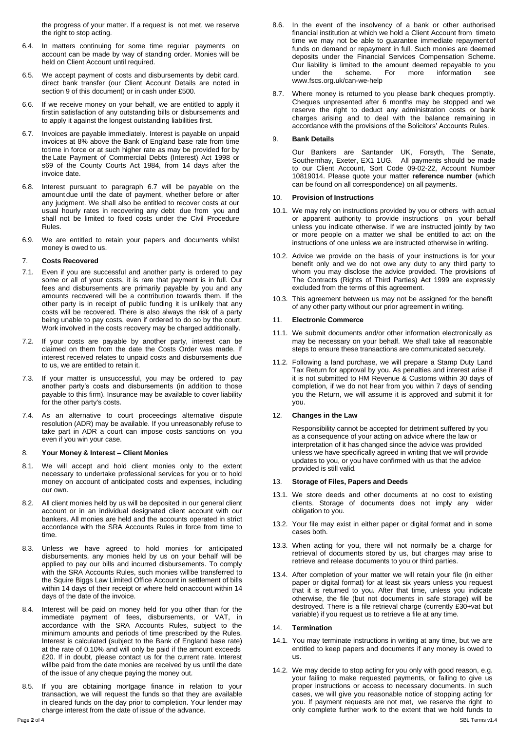the progress of your matter. If a request is not met, we reserve the right to stop acting.

6.4. In matters continuing for some time regular payments on account can be made by way of standing order. Monies will be held on Client Account until required.

6.5. We accept payment of costs and disbursements by debit card, direct bank transfer (our Client Account Details are noted in section 9 of this document) or in cash under £500.

6.6. If we receive money on your behalf, we are entitled to apply it firstin satisfaction of any outstanding bills or disbursements and to apply it against the longest outstanding liabilities first.

6.7. Invoices are payable immediately. Interest is payable on unpaid invoices at 8% above the Bank of England base rate from time totime in force or at such higher rate as may be provided for by the Late Payment of Commercial Debts (Interest) Act 1998 or s69 of the County Courts Act 1984, from 14 days after the invoice date.

6.8. Interest pursuant to paragraph 6.7 will be payable on the amount due until the date of payment, whether before or after any judgment. We shall also be entitled to recover costs at our usual hourly rates in recovering any debt due from you and shall not be limited to fixed costs under the Civil Procedure Rules.

6.9. We are entitled to retain your papers and documents whilst money is owed to us.

## 7. **Costs Recovered**

7.1. Even if you are successful and another party is ordered to pay some or all of your costs, it is rare that payment is in full. Our fees and disbursements are primarily payable by you and any amounts recovered will be a contribution towards them. If the other party is in receipt of public funding it is unlikely that any costs will be recovered. There is also always the risk of a party being unable to pay costs, even if ordered to do so by the court. Work involved in the costs recovery may be charged additionally.

7.2. If your costs are payable by another party, interest can be claimed on them from the date the Costs Order was made. If interest received relates to unpaid costs and disbursements due to us, we are entitled to retain it.

7.3. If your matter is unsuccessful, you may be ordered to pay another party's costs and disbursements (in addition to those payable to this firm). Insurance may be available to cover liability for the other party's costs.

7.4. As an alternative to court proceedings alternative dispute resolution (ADR) may be available. If you unreasonably refuse to take part in ADR a court can impose costs sanctions on you even if you win your case.

## 8. **Your Money & Interest – Client Monies**

8.1. We will accept and hold client monies only to the extent necessary to undertake professional services for you or to hold money on account of anticipated costs and expenses, including our own.

8.2. All client monies held by us will be deposited in our general client account or in an individual designated client account with our bankers. All monies are held and the accounts operated in strict accordance with the SRA Accounts Rules in force from time to time.

8.3. Unless we have agreed to hold monies for anticipated disbursements, any monies held by us on your behalf will be applied to pay our bills and incurred disbursements. To comply with the SRA Accounts Rules, such monies willbe transferred to the Squire Biggs Law Limited Office Account in settlement of bills within 14 days of their receipt or where held onaccount within 14 days of the date of the invoice.

8.4. Interest will be paid on money held for you other than for the immediate payment of fees, disbursements, or VAT, in accordance with the SRA Accounts Rules, subject to the minimum amounts and periods of time prescribed by the Rules. Interest is calculated (subject to the Bank of England base rate) at the rate of 0.10% and will only be paid if the amount exceeds £20. If in doubt, please contact us for the current rate. Interest willbe paid from the date monies are received by us until the date of the issue of any cheque paying the money out.

8.5. If you are obtaining mortgage finance in relation to your transaction, we will request the funds so that they are available in cleared funds on the day prior to completion. Your lender may charge interest from the date of issue of the advance.

8.6. In the event of the insolvency of a bank or other authorised financial institution at which we hold a Client Account from timeto time we may not be able to guarantee immediate repaymentof funds on demand or repayment in full. Such monies are deemed deposits under the Financial Services Compensation Scheme. Our liability is limited to the amount deemed repayable to you under the scheme. For more information see www.fscs.org.uk/can-we-help

8.7. Where money is returned to you please bank cheques promptly. Cheques unpresented after 6 months may be stopped and we reserve the right to deduct any administration costs or bank charges arising and to deal with the balance remaining in accordance with the provisions of the Solicitors' Accounts Rules.

## 9. **Bank Details**

Our Bankers are Santander UK, Forsyth, The Senate, Southernhay, Exeter, EX1 1UG. All payments should be made to our Client Account, Sort Code 09-02-22, Account Number 10819014. Please quote your matter **reference number** (which can be found on all correspondence) on all payments.

## 10. **Provision of Instructions**

10.1. We may rely on instructions provided by you or others with actual or apparent authority to provide instructions on your behalf unless you indicate otherwise. If we are instructed jointly by two or more people on a matter we shall be entitled to act on the instructions of one unless we are instructed otherwise in writing.

10.2. Advice we provide on the basis of your instructions is for your benefit only and we do not owe any duty to any third party to whom you may disclose the advice provided. The provisions of The Contracts (Rights of Third Parties) Act 1999 are expressly excluded from the terms of this agreement.

10.3. This agreement between us may not be assigned for the benefit of any other party without our prior agreement in writing.

## 11. **Electronic Commerce**

11.1. We submit documents and/or other information electronically as may be necessary on your behalf. We shall take all reasonable steps to ensure these transactions are communicated securely.

11.2. Following a land purchase, we will prepare a Stamp Duty Land Tax Return for approval by you. As penalties and interest arise if it is not submitted to HM Revenue & Customs within 30 days of completion, if we do not hear from you within 7 days of sending you the Return, we will assume it is approved and submit it for you.

## 12. **Changes in the Law**

Responsibility cannot be accepted for detriment suffered by you as a consequence of your acting on advice where the law or interpretation of it has changed since the advice was provided unless we have specifically agreed in writing that we will provide updates to you, or you have confirmed with us that the advice provided is still valid.

## 13. **Storage of Files, Papers and Deeds**

13.1. We store deeds and other documents at no cost to existing clients. Storage of documents does not imply any wider obligation to you.

13.2. Your file may exist in either paper or digital format and in some cases both.

13.3. When acting for you, there will not normally be a charge for retrieval of documents stored by us, but charges may arise to retrieve and release documents to you or third parties.

13.4. After completion of your matter we will retain your file (in either paper or digital format) for at least six years unless you request that it is returned to you. After that time, unless you indicate otherwise, the file (but not documents in safe storage) will be destroyed. There is a file retrieval charge (currently £30+vat but variable) if you request us to retrieve a file at any time.

## 14. **Termination**

14.1. You may terminate instructions in writing at any time, but we are entitled to keep papers and documents if any money is owed to us.

14.2. We may decide to stop acting for you only with good reason, e.g. your failing to make requested payments, or failing to give us proper instructions or access to necessary documents. In such cases, we will give you reasonable notice of stopping acting for you. If payment requests are not met, we reserve the right to only complete further work to the extent that we hold funds to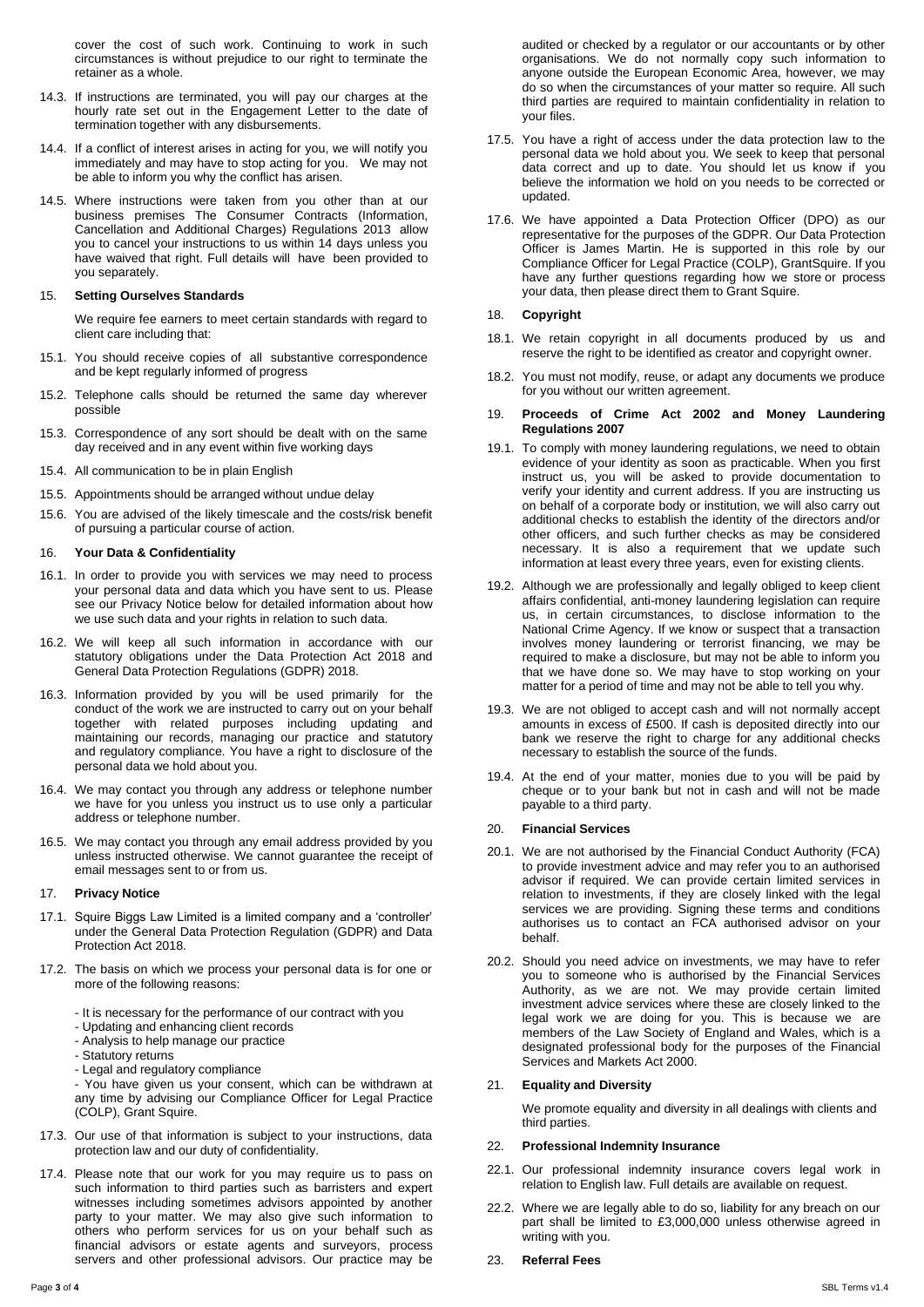cover the cost of such work. Continuing to work in such circumstances is without prejudice to our right to terminate the retainer as a whole.

14.3. If instructions are terminated, you will pay our charges at the hourly rate set out in the Engagement Letter to the date of termination together with any disbursements.

14.4. If a conflict of interest arises in acting for you, we will notify you immediately and may have to stop acting for you. We may not be able to inform you why the conflict has arisen.

14.5. Where instructions were taken from you other than at our business premises The Consumer Contracts (Information, Cancellation and Additional Charges) Regulations 2013 allow you to cancel your instructions to us within 14 days unless you have waived that right. Full details will have been provided to you separately.

## 15. Setting Ourselves Standards

We require fee earners to meet certain standards with regard to client care including that:

15.1. You should receive copies of all substantive correspondence and be kept regularly informed of progress

15.2. Telephone calls should be returned the same day wherever possible

15.3. Correspondence of any sort should be dealt with on the same day received and in any event within five working days

15.4. All communication to be in plain English

15.5. Appointments should be arranged without undue delay

15.6. You are advised of the likely timescale and the costs/risk benefit of pursuing a particular course of action.

## 16. Your Data & Confidentiality

16.1. In order to provide you with services we may need to process your personal data and data which you have sent to us. Please see our Privacy Notice below for detailed information about how we use such data and your rights in relation to such data.

16.2. We will keep all such information in accordance with our statutory obligations under the Data Protection Act 2018 and General Data Protection Regulations (GDPR) 2018.

16.3. Information provided by you will be used primarily for the conduct of the work we are instructed to carry out on your behalf together with related purposes including updating and maintaining our records, managing our practice and statutory and regulatory compliance. You have a right to disclosure of the personal data we hold about you.

16.4. We may contact you through any address or telephone number we have for you unless you instruct us to use only a particular address or telephone number.

16.5. We may contact you through any email address provided by you unless instructed otherwise. We cannot guarantee the receipt of email messages sent to or from us.

## 17. Privacy Notice

17.1. Squire Biggs Law Limited is a limited company and a 'controller' under the General Data Protection Regulation (GDPR) and Data Protection Act 2018.

17.2. The basis on which we process your personal data is for one or more of the following reasons:

- It is necessary for the performance of our contract with you
- Updating and enhancing client records
- Analysis to help manage our practice
- Statutory returns
- Legal and regulatory compliance
- You have given us your consent, which can be withdrawn at any time by advising our Compliance Officer for Legal Practice (COLP), Grant Squire.

17.3. Our use of that information is subject to your instructions, data protection law and our duty of confidentiality.

17.4. Please note that our work for you may require us to pass on such information to third parties such as barristers and expert witnesses including sometimes advisors appointed by another party to your matter. We may also give such information to others who perform services for us on your behalf such as financial advisors or estate agents and surveyors, process servers and other professional advisors. Our practice may be audited or checked by a regulator or our accountants or by other organisations. We do not normally copy such information to anyone outside the European Economic Area, however, we may do so when the circumstances of your matter so require. All such third parties are required to maintain confidentiality in relation to your files.

17.5. You have a right of access under the data protection law to the personal data we hold about you. We seek to keep that personal data correct and up to date. You should let us know if you believe the information we hold on you needs to be corrected or updated.

17.6. We have appointed a Data Protection Officer (DPO) as our representative for the purposes of the GDPR. Our Data Protection Officer is James Martin. He is supported in this role by our Compliance Officer for Legal Practice (COLP), GrantSquire. If you have any further questions regarding how we store or process your data, then please direct them to Grant Squire.

## 18. Copyright

18.1. We retain copyright in all documents produced by us and reserve the right to be identified as creator and copyright owner.

18.2. You must not modify, reuse, or adapt any documents we produce for you without our written agreement.

## 19. Proceeds of Crime Act 2002 and Money Laundering Regulations 2007

19.1. To comply with money laundering regulations, we need to obtain evidence of your identity as soon as practicable. When you first instruct us, you will be asked to provide documentation to verify your identity and current address. If you are instructing us on behalf of a corporate body or institution, we will also carry out additional checks to establish the identity of the directors and/or other officers, and such further checks as may be considered necessary. It is also a requirement that we update such information at least every three years, even for existing clients.

19.2. Although we are professionally and legally obliged to keep client affairs confidential, anti-money laundering legislation can require us, in certain circumstances, to disclose information to the National Crime Agency. If we know or suspect that a transaction involves money laundering or terrorist financing, we may be required to make a disclosure, but may not be able to inform you that we have done so. We may have to stop working on your matter for a period of time and may not be able to tell you why.

19.3. We are not obliged to accept cash and will not normally accept amounts in excess of £500. If cash is deposited directly into our bank we reserve the right to charge for any additional checks necessary to establish the source of the funds.

19.4. At the end of your matter, monies due to you will be paid by cheque or to your bank but not in cash and will not be made payable to a third party.

## 20. Financial Services

20.1. We are not authorised by the Financial Conduct Authority (FCA) to provide investment advice and may refer you to an authorised advisor if required. We can provide certain limited services in relation to investments, if they are closely linked with the legal services we are providing. Signing these terms and conditions authorises us to contact an FCA authorised advisor on your behalf.

20.2. Should you need advice on investments, we may have to refer you to someone who is authorised by the Financial Services Authority, as we are not. We may provide certain limited investment advice services where these are closely linked to the legal work we are doing for you. This is because we are members of the Law Society of England and Wales, which is a designated professional body for the purposes of the Financial Services and Markets Act 2000.

## 21. Equality and Diversity

We promote equality and diversity in all dealings with clients and third parties.

## 22. Professional Indemnity Insurance

22.1. Our professional indemnity insurance covers legal work in relation to English law. Full details are available on request.

22.2. Where we are legally able to do so, liability for any breach on our part shall be limited to £3,000,000 unless otherwise agreed in writing with you.

## 23. Referral Fees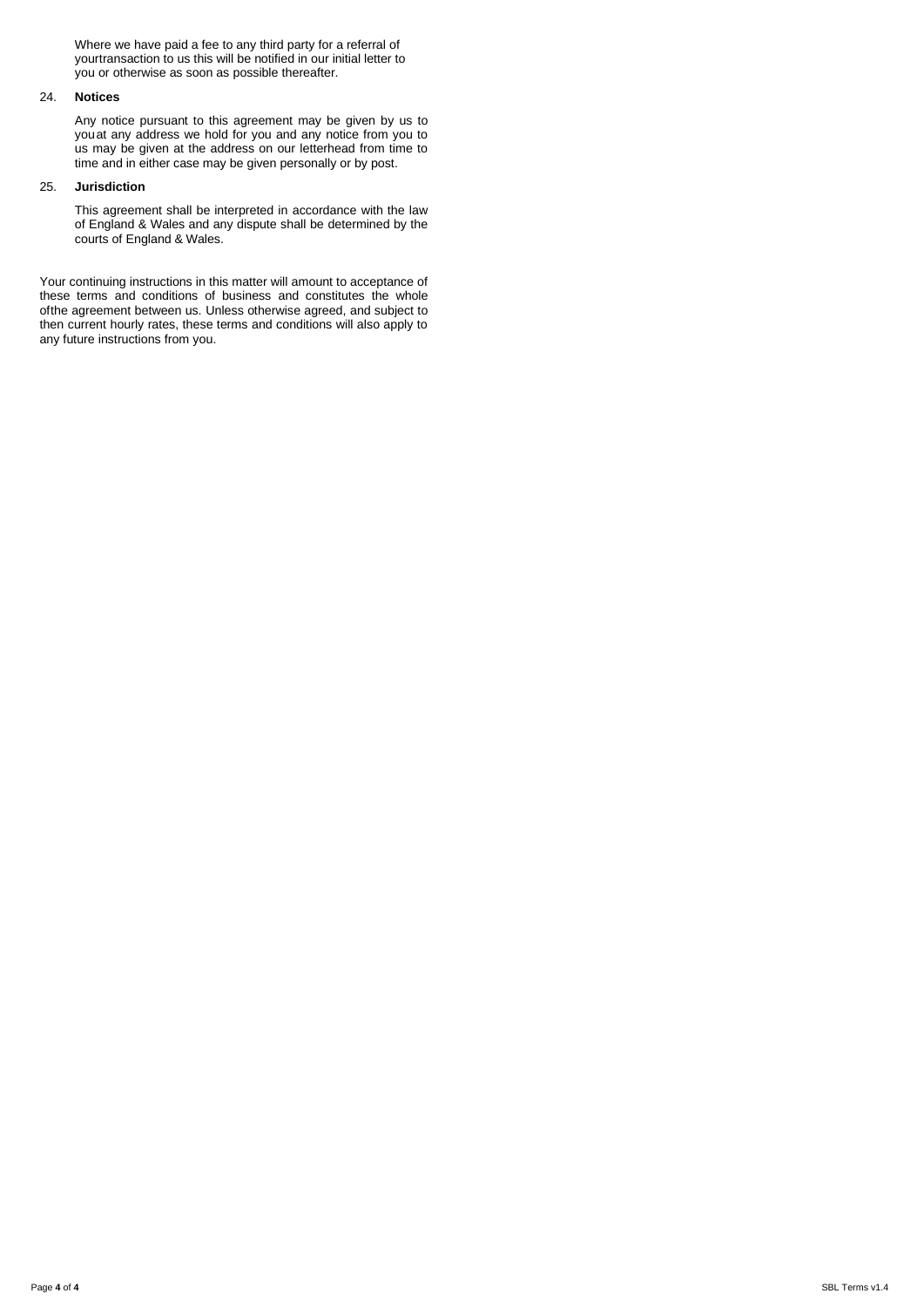Where we have paid a fee to any third party for a referral of yourtransaction to us this will be notified in our initial letter to you or otherwise as soon as possible thereafter.

24. **Notices**

Any notice pursuant to this agreement may be given by us to youat any address we hold for you and any notice from you to us may be given at the address on our letterhead from time to time and in either case may be given personally or by post.

25. **Jurisdiction**

This agreement shall be interpreted in accordance with the law of England & Wales and any dispute shall be determined by the courts of England & Wales.

Your continuing instructions in this matter will amount to acceptance of these terms and conditions of business and constitutes the whole ofthe agreement between us. Unless otherwise agreed, and subject to then current hourly rates, these terms and conditions will also apply to any future instructions from you.